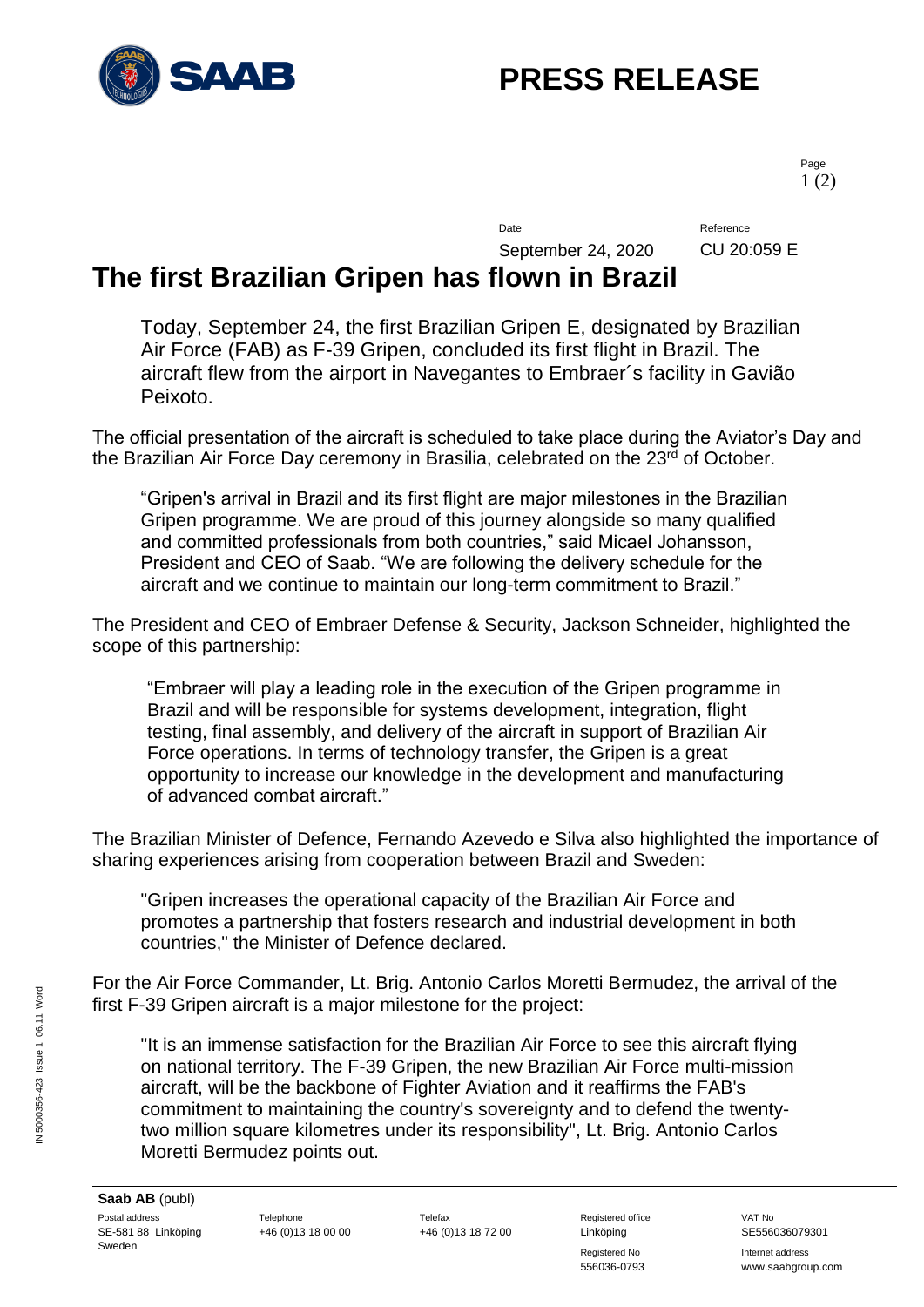# PRESS RELEASE

Date: September 24, 2020
Reference: CU 20:059 E

# The first Brazilian Gripen has flown in Brazil

Today, September 24, the first Brazilian Gripen E, designated by Brazilian Air Force (FAB) as F-39 Gripen, concluded its first flight in Brazil. The aircraft flew from the airport in Navegantes to Embraer´s facility in Gavião Peixoto.

The official presentation of the aircraft is scheduled to take place during the Aviator's Day and the Brazilian Air Force Day ceremony in Brasilia, celebrated on the 23rd of October.

"Gripen's arrival in Brazil and its first flight are major milestones in the Brazilian Gripen programme. We are proud of this journey alongside so many qualified and committed professionals from both countries," said Micael Johansson, President and CEO of Saab. "We are following the delivery schedule for the aircraft and we continue to maintain our long-term commitment to Brazil."

The President and CEO of Embraer Defense & Security, Jackson Schneider, highlighted the scope of this partnership:

"Embraer will play a leading role in the execution of the Gripen programme in Brazil and will be responsible for systems development, integration, flight testing, final assembly, and delivery of the aircraft in support of Brazilian Air Force operations. In terms of technology transfer, the Gripen is a great opportunity to increase our knowledge in the development and manufacturing of advanced combat aircraft."

The Brazilian Minister of Defence, Fernando Azevedo e Silva also highlighted the importance of sharing experiences arising from cooperation between Brazil and Sweden:

"Gripen increases the operational capacity of the Brazilian Air Force and promotes a partnership that fosters research and industrial development in both countries," the Minister of Defence declared.

For the Air Force Commander, Lt. Brig. Antonio Carlos Moretti Bermudez, the arrival of the first F-39 Gripen aircraft is a major milestone for the project:

"It is an immense satisfaction for the Brazilian Air Force to see this aircraft flying on national territory. The F-39 Gripen, the new Brazilian Air Force multi-mission aircraft, will be the backbone of Fighter Aviation and it reaffirms the FAB's commitment to maintaining the country's sovereignty and to defend the twenty-two million square kilometres under its responsibility", Lt. Brig. Antonio Carlos Moretti Bermudez points out.

**Saab AB** (publ)

| Postal address | Telephone | Telefax | Registered office | VAT No |
| --- | --- | --- | --- | --- |
| SE-581 88 Linköping Sweden | +46 (0)13 18 00 00 | +46 (0)13 18 72 00 | Linköping | SE556036079301 |
| | | | Registered No | Internet address |
| | | | 556036-0793 | www.saabgroup.com |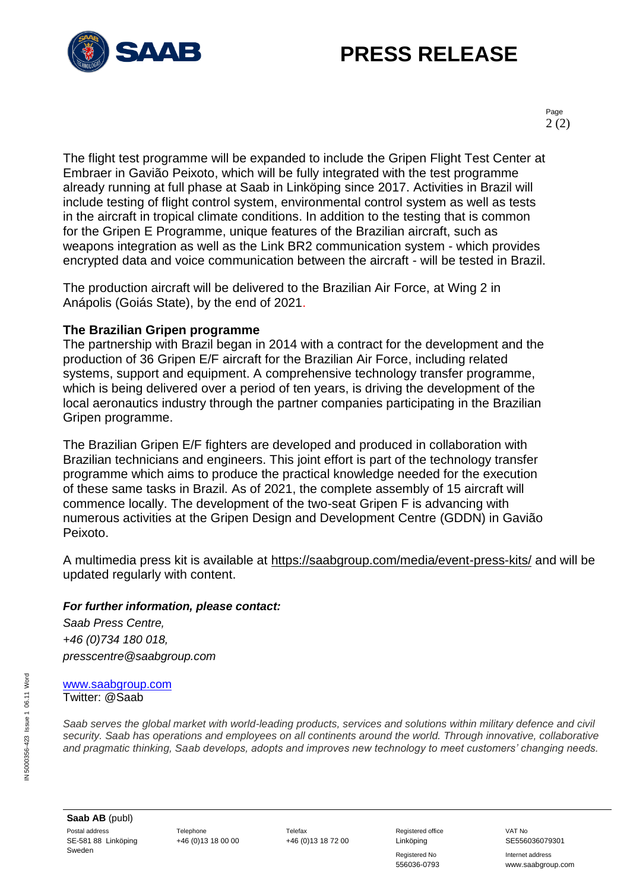The flight test programme will be expanded to include the Gripen Flight Test Center at Embraer in Gavião Peixoto, which will be fully integrated with the test programme already running at full phase at Saab in Linköping since 2017. Activities in Brazil will include testing of flight control system, environmental control system as well as tests in the aircraft in tropical climate conditions. In addition to the testing that is common for the Gripen E Programme, unique features of the Brazilian aircraft, such as weapons integration as well as the Link BR2 communication system - which provides encrypted data and voice communication between the aircraft - will be tested in Brazil.

The production aircraft will be delivered to the Brazilian Air Force, at Wing 2 in Anápolis (Goiás State), by the end of 2021.

**The Brazilian Gripen programme**

The partnership with Brazil began in 2014 with a contract for the development and the production of 36 Gripen E/F aircraft for the Brazilian Air Force, including related systems, support and equipment. A comprehensive technology transfer programme, which is being delivered over a period of ten years, is driving the development of the local aeronautics industry through the partner companies participating in the Brazilian Gripen programme.

The Brazilian Gripen E/F fighters are developed and produced in collaboration with Brazilian technicians and engineers. This joint effort is part of the technology transfer programme which aims to produce the practical knowledge needed for the execution of these same tasks in Brazil. As of 2021, the complete assembly of 15 aircraft will commence locally. The development of the two-seat Gripen F is advancing with numerous activities at the Gripen Design and Development Centre (GDDN) in Gavião Peixoto.

A multimedia press kit is available at https://saabgroup.com/media/event-press-kits/ and will be updated regularly with content.

***For further information, please contact:***

*Saab Press Centre,*
*+46 (0)734 180 018,*
*presscentre@saabgroup.com*

www.saabgroup.com
Twitter: @Saab

*Saab serves the global market with world-leading products, services and solutions within military defence and civil security. Saab has operations and employees on all continents around the world. Through innovative, collaborative and pragmatic thinking, Saab develops, adopts and improves new technology to meet customers' changing needs.*

**Saab AB** (publ)

| | | | | |
|---|---|---|---|---|
| Postal address<br>SE-581 88 Linköping<br>Sweden | Telephone<br>+46 (0)13 18 00 00 | Telefax<br>+46 (0)13 18 72 00 | Registered office<br>Linköping<br>Registered No<br>556036-0793 | VAT No<br>SE556036079301<br>Internet address<br>www.saabgroup.com |